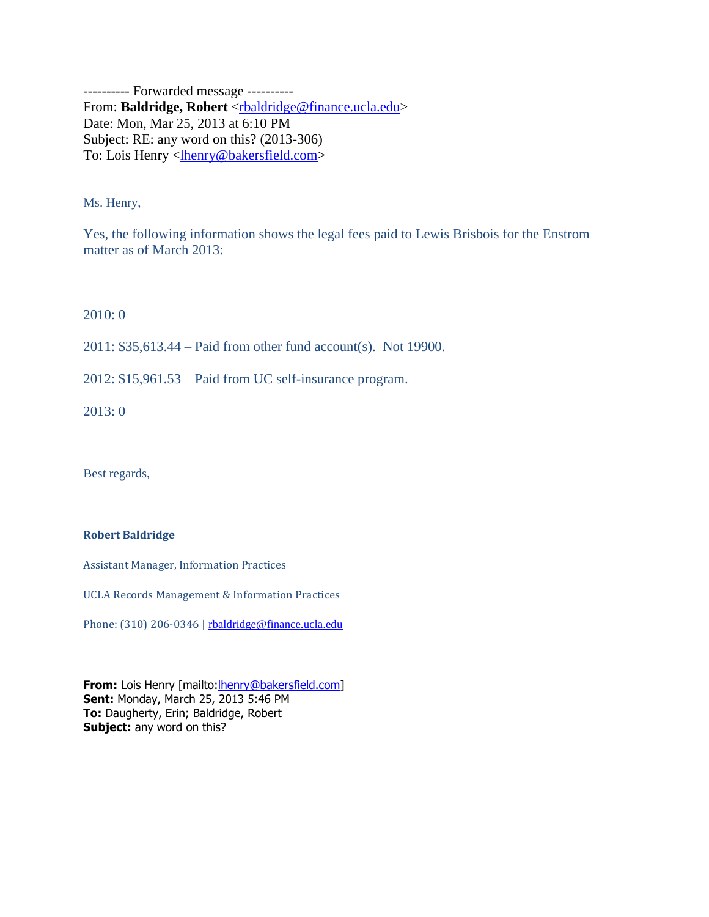---------- Forwarded message ----------
From: **Baldridge, Robert** <rbaldridge@finance.ucla.edu>
Date: Mon, Mar 25, 2013 at 6:10 PM
Subject: RE: any word on this? (2013-306)
To: Lois Henry <lhenry@bakersfield.com>

Ms. Henry,

Yes, the following information shows the legal fees paid to Lewis Brisbois for the Enstrom matter as of March 2013:

2010: 0

2011: $35,613.44 – Paid from other fund account(s). Not 19900.

2012: $15,961.53 – Paid from UC self-insurance program.

2013: 0

Best regards,

**Robert Baldridge**

Assistant Manager, Information Practices

UCLA Records Management & Information Practices

Phone: (310) 206-0346 | rbaldridge@finance.ucla.edu

**From:** Lois Henry [mailto:lhenry@bakersfield.com]
**Sent:** Monday, March 25, 2013 5:46 PM
**To:** Daugherty, Erin; Baldridge, Robert
**Subject:** any word on this?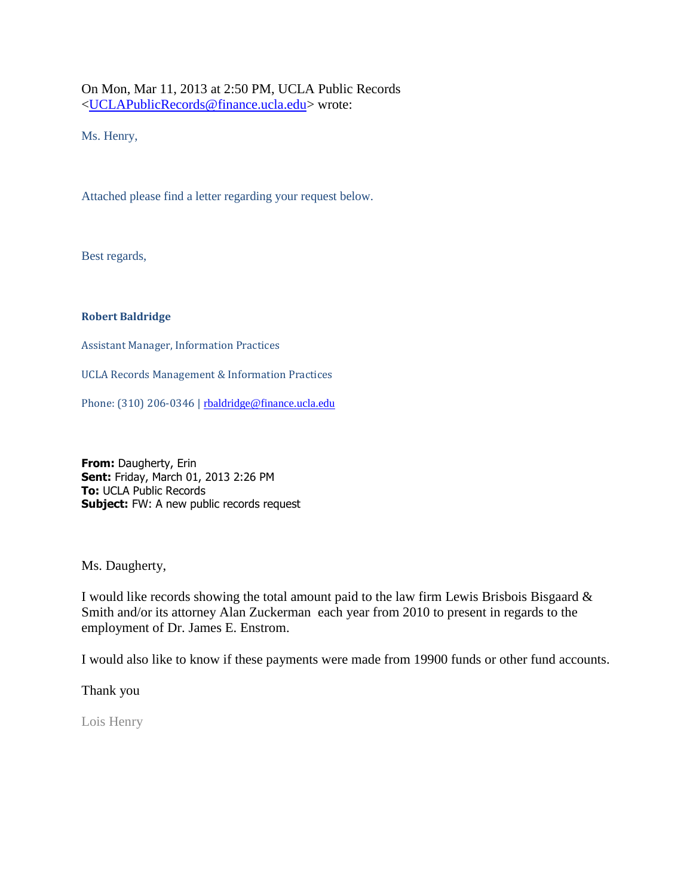On Mon, Mar 11, 2013 at 2:50 PM, UCLA Public Records <UCLAPublicRecords@finance.ucla.edu> wrote:

Ms. Henry,

Attached please find a letter regarding your request below.

Best regards,

**Robert Baldridge**

Assistant Manager, Information Practices

UCLA Records Management & Information Practices

Phone: (310) 206-0346 | rbaldridge@finance.ucla.edu

**From:** Daugherty, Erin
**Sent:** Friday, March 01, 2013 2:26 PM
**To:** UCLA Public Records
**Subject:** FW: A new public records request

Ms. Daugherty,

I would like records showing the total amount paid to the law firm Lewis Brisbois Bisgaard & Smith and/or its attorney Alan Zuckerman each year from 2010 to present in regards to the employment of Dr. James E. Enstrom.

I would also like to know if these payments were made from 19900 funds or other fund accounts.

Thank you

Lois Henry